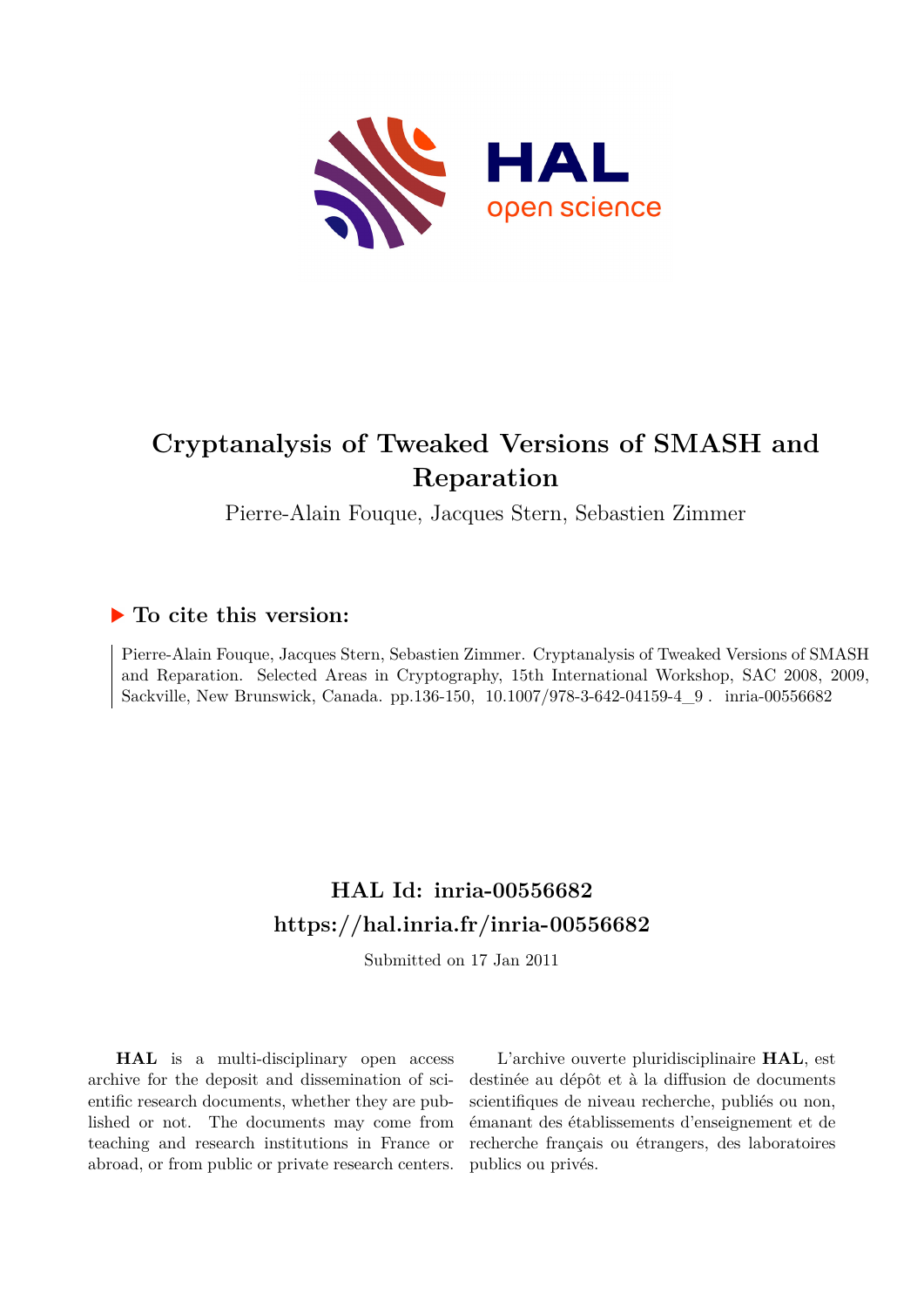# Cryptanalysis of Tweaked Versions of SMASH and Reparation

Pierre-Alain Fouque, Jacques Stern, Sebastien Zimmer

## ▶ To cite this version:

Pierre-Alain Fouque, Jacques Stern, Sebastien Zimmer. Cryptanalysis of Tweaked Versions of SMASH and Reparation. Selected Areas in Cryptography, 15th International Workshop, SAC 2008, 2009, Sackville, New Brunswick, Canada. pp.136-150, 10.1007/978-3-642-04159-4_9 . inria-00556682

## HAL Id: inria-00556682
## https://hal.inria.fr/inria-00556682

Submitted on 17 Jan 2011

**HAL** is a multi-disciplinary open access archive for the deposit and dissemination of scientific research documents, whether they are published or not. The documents may come from teaching and research institutions in France or abroad, or from public or private research centers.

L'archive ouverte pluridisciplinaire **HAL**, est destinée au dépôt et à la diffusion de documents scientifiques de niveau recherche, publiés ou non, émanant des établissements d'enseignement et de recherche français ou étrangers, des laboratoires publics ou privés.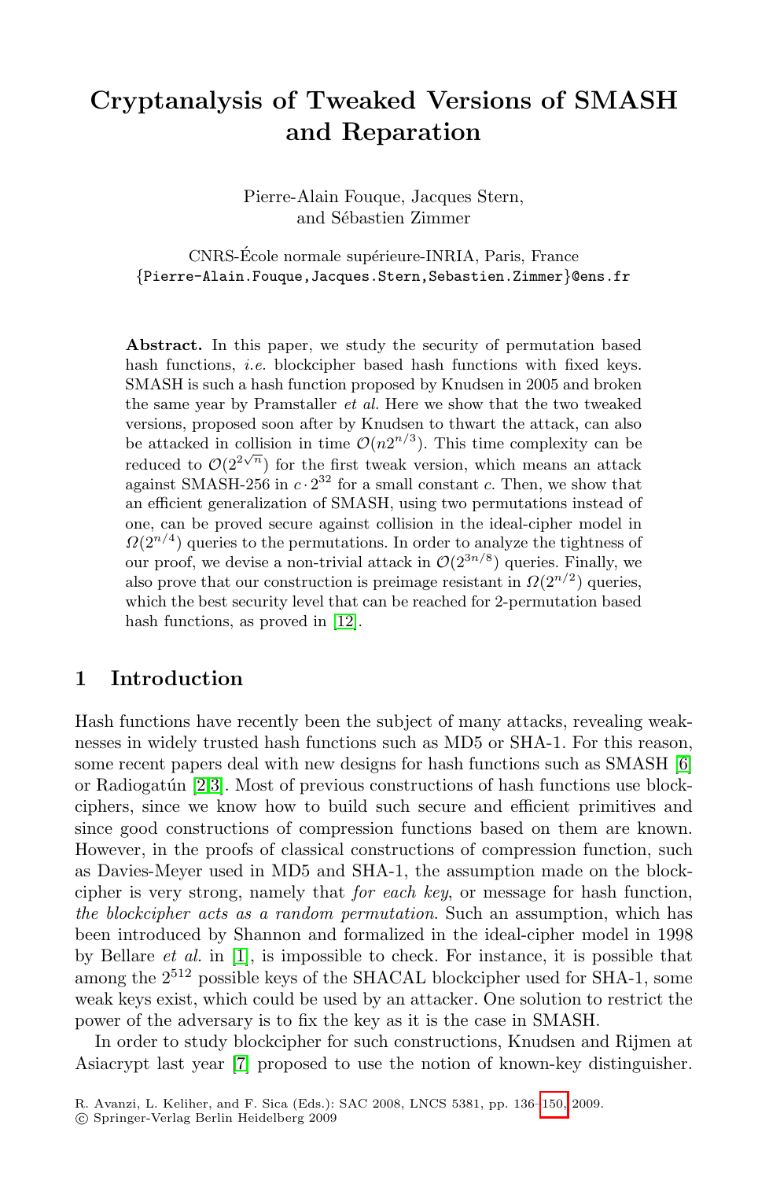# Cryptanalysis of Tweaked Versions of SMASH and Reparation

Pierre-Alain Fouque, Jacques Stern, and Sébastien Zimmer

CNRS-École normale supérieure-INRIA, Paris, France
{Pierre-Alain.Fouque,Jacques.Stern,Sebastien.Zimmer}@ens.fr

**Abstract.** In this paper, we study the security of permutation based hash functions, *i.e.* blockcipher based hash functions with fixed keys. SMASH is such a hash function proposed by Knudsen in 2005 and broken the same year by Pramstaller *et al.* Here we show that the two tweaked versions, proposed soon after by Knudsen to thwart the attack, can also be attacked in collision in time $\mathcal{O}(n2^{n/3})$. This time complexity can be reduced to $\mathcal{O}(2^{2\sqrt{n}})$ for the first tweak version, which means an attack against SMASH-256 in $c \cdot 2^{32}$ for a small constant $c$. Then, we show that an efficient generalization of SMASH, using two permutations instead of one, can be proved secure against collision in the ideal-cipher model in $\Omega(2^{n/4})$ queries to the permutations. In order to analyze the tightness of our proof, we devise a non-trivial attack in $\mathcal{O}(2^{3n/8})$ queries. Finally, we also prove that our construction is preimage resistant in $\Omega(2^{n/2})$ queries, which the best security level that can be reached for 2-permutation based hash functions, as proved in [12].

## 1 Introduction

Hash functions have recently been the subject of many attacks, revealing weaknesses in widely trusted hash functions such as MD5 or SHA-1. For this reason, some recent papers deal with new designs for hash functions such as SMASH [6] or Radiogatún [2,3]. Most of previous constructions of hash functions use blockciphers, since we know how to build such secure and efficient primitives and since good constructions of compression functions based on them are known. However, in the proofs of classical constructions of compression function, such as Davies-Meyer used in MD5 and SHA-1, the assumption made on the blockcipher is very strong, namely that *for each key*, or message for hash function, *the blockcipher acts as a random permutation*. Such an assumption, which has been introduced by Shannon and formalized in the ideal-cipher model in 1998 by Bellare *et al.* in [1], is impossible to check. For instance, it is possible that among the $2^{512}$ possible keys of the SHACAL blockcipher used for SHA-1, some weak keys exist, which could be used by an attacker. One solution to restrict the power of the adversary is to fix the key as it is the case in SMASH.

In order to study blockcipher for such constructions, Knudsen and Rijmen at Asiacrypt last year [7] proposed to use the notion of known-key distinguisher.

R. Avanzi, L. Keliher, and F. Sica (Eds.): SAC 2008, LNCS 5381, pp. 136–150, 2009.
© Springer-Verlag Berlin Heidelberg 2009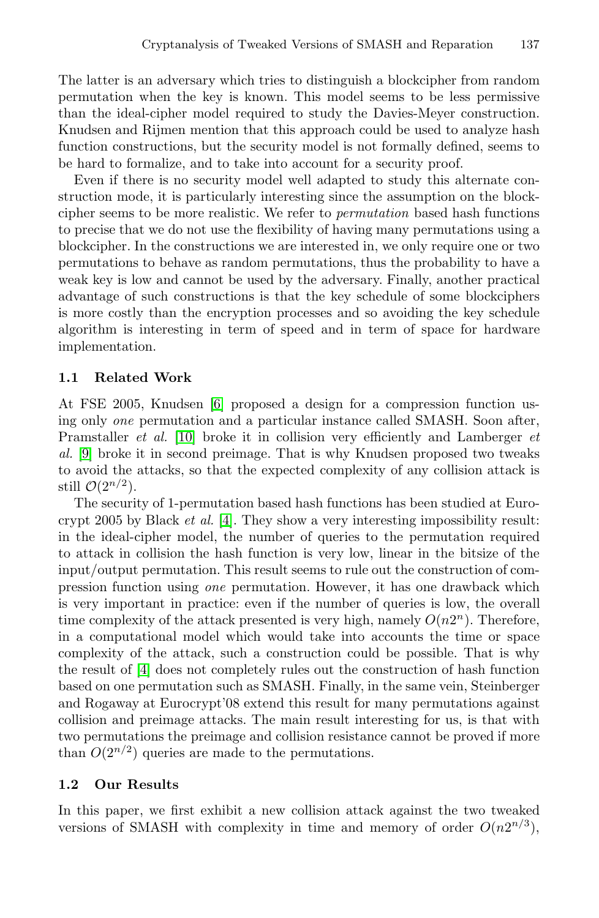The latter is an adversary which tries to distinguish a blockcipher from random permutation when the key is known. This model seems to be less permissive than the ideal-cipher model required to study the Davies-Meyer construction. Knudsen and Rijmen mention that this approach could be used to analyze hash function constructions, but the security model is not formally defined, seems to be hard to formalize, and to take into account for a security proof.

Even if there is no security model well adapted to study this alternate construction mode, it is particularly interesting since the assumption on the blockcipher seems to be more realistic. We refer to *permutation* based hash functions to precise that we do not use the flexibility of having many permutations using a blockcipher. In the constructions we are interested in, we only require one or two permutations to behave as random permutations, thus the probability to have a weak key is low and cannot be used by the adversary. Finally, another practical advantage of such constructions is that the key schedule of some blockciphers is more costly than the encryption processes and so avoiding the key schedule algorithm is interesting in term of speed and in term of space for hardware implementation.

### 1.1 Related Work

At FSE 2005, Knudsen [6] proposed a design for a compression function using only *one* permutation and a particular instance called SMASH. Soon after, Pramstaller *et al.* [10] broke it in collision very efficiently and Lamberger *et al.* [9] broke it in second preimage. That is why Knudsen proposed two tweaks to avoid the attacks, so that the expected complexity of any collision attack is still $\mathcal{O}(2^{n/2})$.

The security of 1-permutation based hash functions has been studied at Eurocrypt 2005 by Black *et al.* [4]. They show a very interesting impossibility result: in the ideal-cipher model, the number of queries to the permutation required to attack in collision the hash function is very low, linear in the bitsize of the input/output permutation. This result seems to rule out the construction of compression function using *one* permutation. However, it has one drawback which is very important in practice: even if the number of queries is low, the overall time complexity of the attack presented is very high, namely $O(n2^n)$. Therefore, in a computational model which would take into accounts the time or space complexity of the attack, such a construction could be possible. That is why the result of [4] does not completely rules out the construction of hash function based on one permutation such as SMASH. Finally, in the same vein, Steinberger and Rogaway at Eurocrypt'08 extend this result for many permutations against collision and preimage attacks. The main result interesting for us, is that with two permutations the preimage and collision resistance cannot be proved if more than $O(2^{n/2})$ queries are made to the permutations.

### 1.2 Our Results

In this paper, we first exhibit a new collision attack against the two tweaked versions of SMASH with complexity in time and memory of order $O(n2^{n/3})$,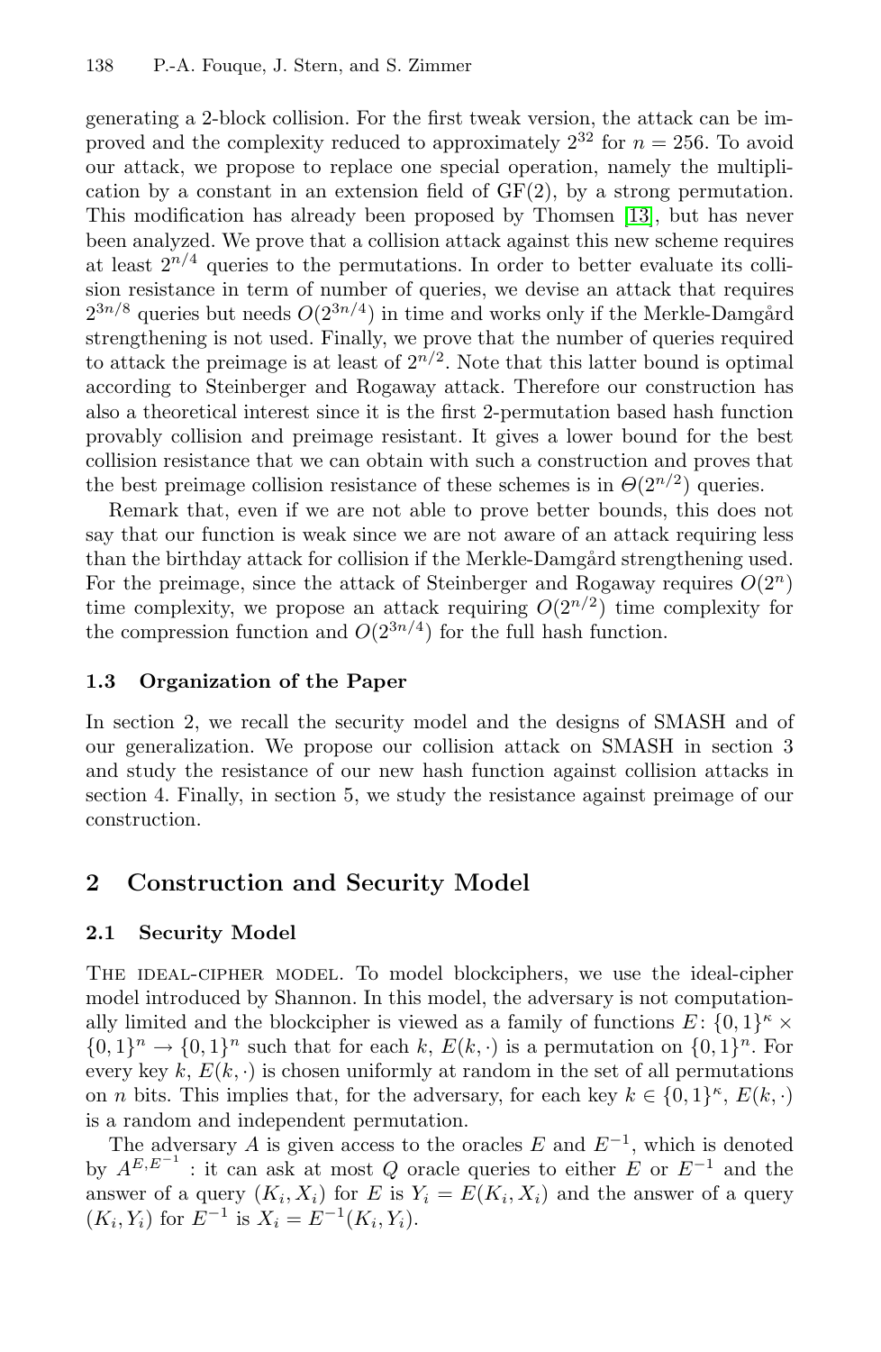generating a 2-block collision. For the first tweak version, the attack can be improved and the complexity reduced to approximately $2^{32}$ for $n = 256$. To avoid our attack, we propose to replace one special operation, namely the multiplication by a constant in an extension field of GF(2), by a strong permutation. This modification has already been proposed by Thomsen [13], but has never been analyzed. We prove that a collision attack against this new scheme requires at least $2^{n/4}$ queries to the permutations. In order to better evaluate its collision resistance in term of number of queries, we devise an attack that requires $2^{3n/8}$ queries but needs $O(2^{3n/4})$ in time and works only if the Merkle-Damgård strengthening is not used. Finally, we prove that the number of queries required to attack the preimage is at least of $2^{n/2}$. Note that this latter bound is optimal according to Steinberger and Rogaway attack. Therefore our construction has also a theoretical interest since it is the first 2-permutation based hash function provably collision and preimage resistant. It gives a lower bound for the best collision resistance that we can obtain with such a construction and proves that the best preimage collision resistance of these schemes is in $\Theta(2^{n/2})$ queries.

Remark that, even if we are not able to prove better bounds, this does not say that our function is weak since we are not aware of an attack requiring less than the birthday attack for collision if the Merkle-Damgård strengthening used. For the preimage, since the attack of Steinberger and Rogaway requires $O(2^n)$ time complexity, we propose an attack requiring $O(2^{n/2})$ time complexity for the compression function and $O(2^{3n/4})$ for the full hash function.

### 1.3 Organization of the Paper

In section 2, we recall the security model and the designs of SMASH and of our generalization. We propose our collision attack on SMASH in section 3 and study the resistance of our new hash function against collision attacks in section 4. Finally, in section 5, we study the resistance against preimage of our construction.

## 2 Construction and Security Model

### 2.1 Security Model

The ideal-cipher model. To model blockciphers, we use the ideal-cipher model introduced by Shannon. In this model, the adversary is not computationally limited and the blockcipher is viewed as a family of functions $E\colon \{0,1\}^\kappa \times \{0,1\}^n \to \{0,1\}^n$ such that for each $k$, $E(k,\cdot)$ is a permutation on $\{0,1\}^n$. For every key $k$, $E(k,\cdot)$ is chosen uniformly at random in the set of all permutations on $n$ bits. This implies that, for the adversary, for each key $k \in \{0,1\}^\kappa$, $E(k,\cdot)$ is a random and independent permutation.

The adversary $A$ is given access to the oracles $E$ and $E^{-1}$, which is denoted by $A^{E,E^{-1}}$ : it can ask at most $Q$ oracle queries to either $E$ or $E^{-1}$ and the answer of a query $(K_i, X_i)$ for $E$ is $Y_i = E(K_i, X_i)$ and the answer of a query $(K_i, Y_i)$ for $E^{-1}$ is $X_i = E^{-1}(K_i, Y_i)$.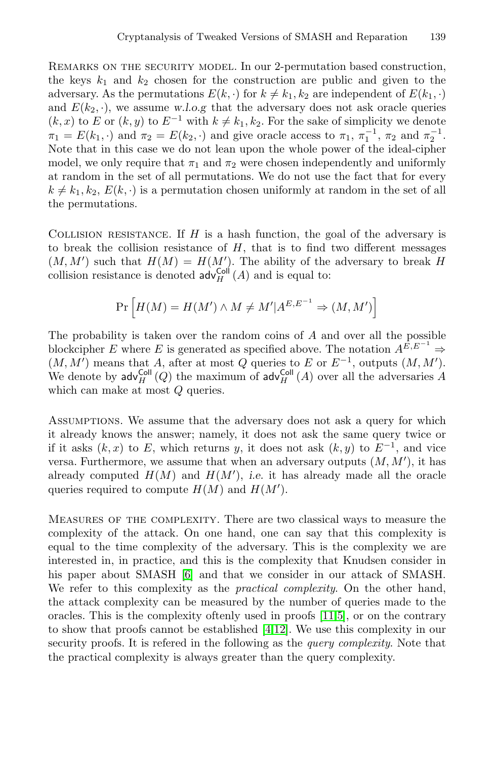Remarks on the security model. In our 2-permutation based construction, the keys $k_1$ and $k_2$ chosen for the construction are public and given to the adversary. As the permutations $E(k, \cdot)$ for $k \neq k_1, k_2$ are independent of $E(k_1, \cdot)$ and $E(k_2, \cdot)$, we assume *w.l.o.g* that the adversary does not ask oracle queries $(k, x)$ to $E$ or $(k, y)$ to $E^{-1}$ with $k \neq k_1, k_2$. For the sake of simplicity we denote $\pi_1 = E(k_1, \cdot)$ and $\pi_2 = E(k_2, \cdot)$ and give oracle access to $\pi_1$, $\pi_1^{-1}$, $\pi_2$ and $\pi_2^{-1}$. Note that in this case we do not lean upon the whole power of the ideal-cipher model, we only require that $\pi_1$ and $\pi_2$ were chosen independently and uniformly at random in the set of all permutations. We do not use the fact that for every $k \neq k_1, k_2$, $E(k, \cdot)$ is a permutation chosen uniformly at random in the set of all the permutations.

Collision resistance. If $H$ is a hash function, the goal of the adversary is to break the collision resistance of $H$, that is to find two different messages $(M, M')$ such that $H(M) = H(M')$. The ability of the adversary to break $H$ collision resistance is denoted $\mathsf{adv}_H^{\mathsf{Coll}}(A)$ and is equal to:

$$\Pr\left[H(M) = H(M') \wedge M \neq M' | A^{E,E^{-1}} \Rightarrow (M, M')\right]$$

The probability is taken over the random coins of $A$ and over all the possible blockcipher $E$ where $E$ is generated as specified above. The notation $A^{E,E^{-1}} \Rightarrow (M, M')$ means that $A$, after at most $Q$ queries to $E$ or $E^{-1}$, outputs $(M, M')$. We denote by $\mathsf{adv}_H^{\mathsf{Coll}}(Q)$ the maximum of $\mathsf{adv}_H^{\mathsf{Coll}}(A)$ over all the adversaries $A$ which can make at most $Q$ queries.

Assumptions. We assume that the adversary does not ask a query for which it already knows the answer; namely, it does not ask the same query twice or if it asks $(k, x)$ to $E$, which returns $y$, it does not ask $(k, y)$ to $E^{-1}$, and vice versa. Furthermore, we assume that when an adversary outputs $(M, M')$, it has already computed $H(M)$ and $H(M')$, *i.e.* it has already made all the oracle queries required to compute $H(M)$ and $H(M')$.

Measures of the complexity. There are two classical ways to measure the complexity of the attack. On one hand, one can say that this complexity is equal to the time complexity of the adversary. This is the complexity we are interested in, in practice, and this is the complexity that Knudsen consider in his paper about SMASH [6] and that we consider in our attack of SMASH. We refer to this complexity as the *practical complexity*. On the other hand, the attack complexity can be measured by the number of queries made to the oracles. This is the complexity oftenly used in proofs [11,5], or on the contrary to show that proofs cannot be established [4,12]. We use this complexity in our security proofs. It is refered in the following as the *query complexity*. Note that the practical complexity is always greater than the query complexity.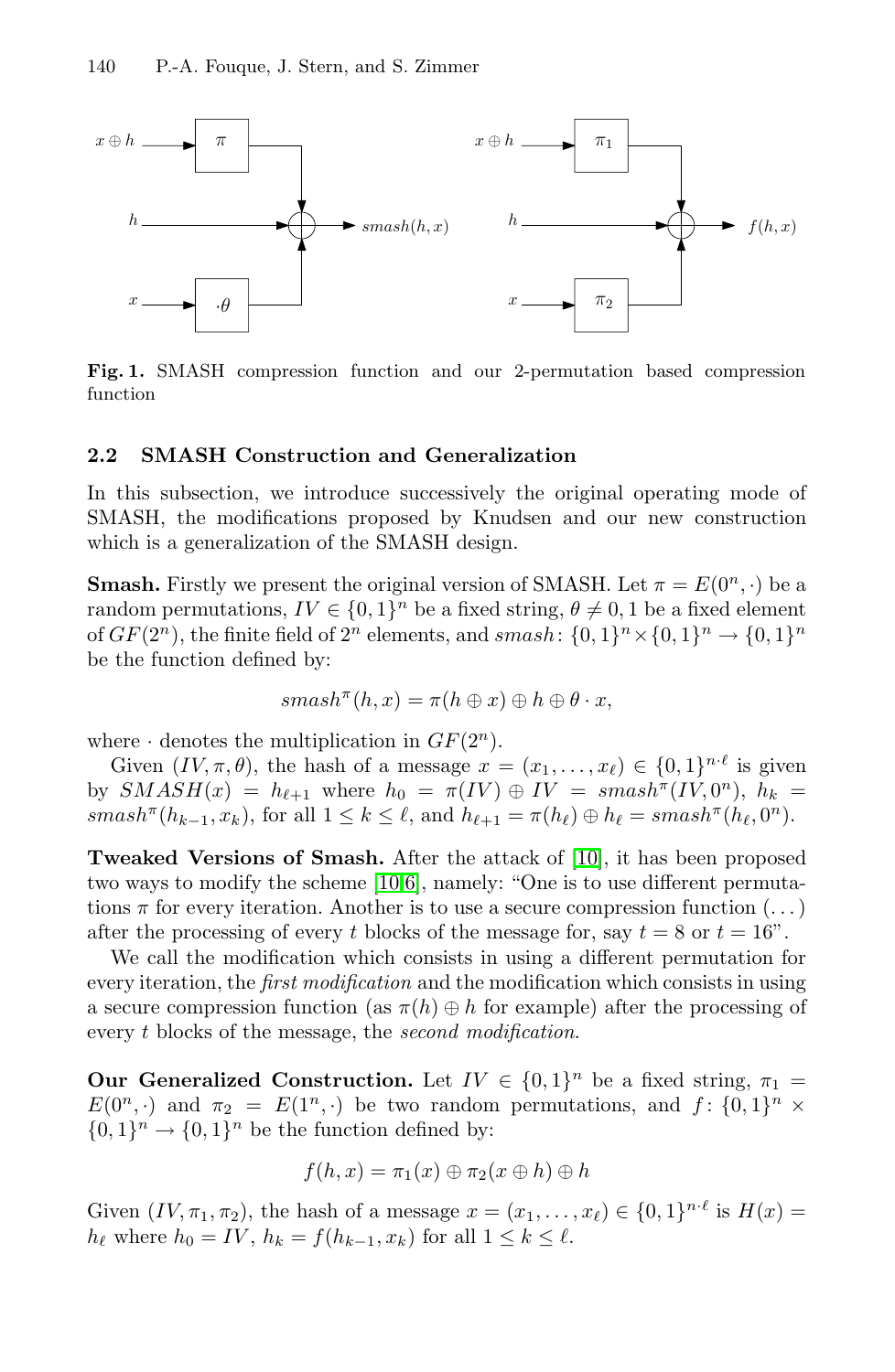**Fig. 1.** SMASH compression function and our 2-permutation based compression function

### 2.2 SMASH Construction and Generalization

In this subsection, we introduce successively the original operating mode of SMASH, the modifications proposed by Knudsen and our new construction which is a generalization of the SMASH design.

**Smash.** Firstly we present the original version of SMASH. Let $\pi = E(0^n, \cdot)$ be a random permutations, $IV \in \{0,1\}^n$ be a fixed string, $\theta \neq 0, 1$ be a fixed element of $GF(2^n)$, the finite field of $2^n$ elements, and $smash\colon \{0,1\}^n \times \{0,1\}^n \to \{0,1\}^n$ be the function defined by:

$$smash^{\pi}(h, x) = \pi(h \oplus x) \oplus h \oplus \theta \cdot x,$$

where $\cdot$ denotes the multiplication in $GF(2^n)$.

Given $(IV, \pi, \theta)$, the hash of a message $x = (x_1, \ldots, x_\ell) \in \{0,1\}^{n \cdot \ell}$ is given by $SMASH(x) = h_{\ell+1}$ where $h_0 = \pi(IV) \oplus IV = smash^{\pi}(IV, 0^n)$, $h_k = smash^{\pi}(h_{k-1}, x_k)$, for all $1 \leq k \leq \ell$, and $h_{\ell+1} = \pi(h_\ell) \oplus h_\ell = smash^{\pi}(h_\ell, 0^n)$.

**Tweaked Versions of Smash.** After the attack of [10], it has been proposed two ways to modify the scheme [10,6], namely: "One is to use different permutations $\pi$ for every iteration. Another is to use a secure compression function $(\ldots)$ after the processing of every $t$ blocks of the message for, say $t = 8$ or $t = 16$".

We call the modification which consists in using a different permutation for every iteration, the *first modification* and the modification which consists in using a secure compression function (as $\pi(h) \oplus h$ for example) after the processing of every $t$ blocks of the message, the *second modification*.

**Our Generalized Construction.** Let $IV \in \{0,1\}^n$ be a fixed string, $\pi_1 = E(0^n, \cdot)$ and $\pi_2 = E(1^n, \cdot)$ be two random permutations, and $f\colon \{0,1\}^n \times \{0,1\}^n \to \{0,1\}^n$ be the function defined by:

$$f(h, x) = \pi_1(x) \oplus \pi_2(x \oplus h) \oplus h$$

Given $(IV, \pi_1, \pi_2)$, the hash of a message $x = (x_1, \ldots, x_\ell) \in \{0,1\}^{n \cdot \ell}$ is $H(x) = h_\ell$ where $h_0 = IV$, $h_k = f(h_{k-1}, x_k)$ for all $1 \leq k \leq \ell$.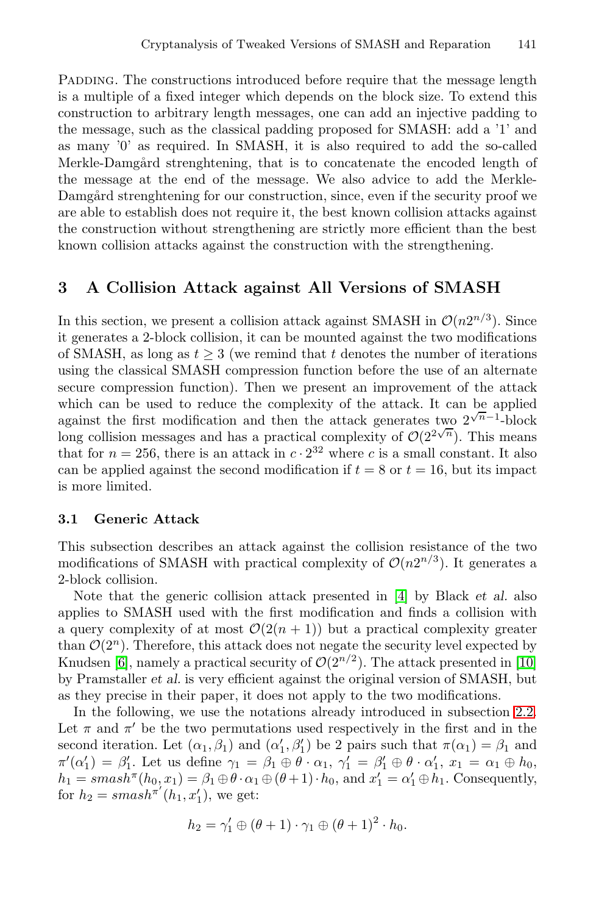Padding. The constructions introduced before require that the message length is a multiple of a fixed integer which depends on the block size. To extend this construction to arbitrary length messages, one can add an injective padding to the message, such as the classical padding proposed for SMASH: add a '1' and as many '0' as required. In SMASH, it is also required to add the so-called Merkle-Damgård strenghtening, that is to concatenate the encoded length of the message at the end of the message. We also advice to add the Merkle-Damgård strenghtening for our construction, since, even if the security proof we are able to establish does not require it, the best known collision attacks against the construction without strengthening are strictly more efficient than the best known collision attacks against the construction with the strengthening.

## 3 A Collision Attack against All Versions of SMASH

In this section, we present a collision attack against SMASH in $\mathcal{O}(n2^{n/3})$. Since it generates a 2-block collision, it can be mounted against the two modifications of SMASH, as long as $t \geq 3$ (we remind that $t$ denotes the number of iterations using the classical SMASH compression function before the use of an alternate secure compression function). Then we present an improvement of the attack which can be used to reduce the complexity of the attack. It can be applied against the first modification and then the attack generates two $2^{\sqrt{n}-1}$-block long collision messages and has a practical complexity of $\mathcal{O}(2^{2\sqrt{n}})$. This means that for $n = 256$, there is an attack in $c \cdot 2^{32}$ where $c$ is a small constant. It also can be applied against the second modification if $t = 8$ or $t = 16$, but its impact is more limited.

### 3.1 Generic Attack

This subsection describes an attack against the collision resistance of the two modifications of SMASH with practical complexity of $\mathcal{O}(n2^{n/3})$. It generates a 2-block collision.

Note that the generic collision attack presented in [4] by Black *et al.* also applies to SMASH used with the first modification and finds a collision with a query complexity of at most $\mathcal{O}(2(n+1))$ but a practical complexity greater than $\mathcal{O}(2^n)$. Therefore, this attack does not negate the security level expected by Knudsen [6], namely a practical security of $\mathcal{O}(2^{n/2})$. The attack presented in [10] by Pramstaller *et al.* is very efficient against the original version of SMASH, but as they precise in their paper, it does not apply to the two modifications.

In the following, we use the notations already introduced in subsection 2.2. Let $\pi$ and $\pi'$ be the two permutations used respectively in the first and in the second iteration. Let $(\alpha_1, \beta_1)$ and $(\alpha'_1, \beta'_1)$ be 2 pairs such that $\pi(\alpha_1) = \beta_1$ and $\pi'(\alpha'_1) = \beta'_1$. Let us define $\gamma_1 = \beta_1 \oplus \theta \cdot \alpha_1$, $\gamma'_1 = \beta'_1 \oplus \theta \cdot \alpha'_1$, $x_1 = \alpha_1 \oplus h_0$, $h_1 = smash^{\pi}(h_0, x_1) = \beta_1 \oplus \theta \cdot \alpha_1 \oplus (\theta + 1) \cdot h_0$, and $x'_1 = \alpha'_1 \oplus h_1$. Consequently, for $h_2 = smash^{\pi'}(h_1, x'_1)$, we get:

$$h_2 = \gamma'_1 \oplus (\theta + 1) \cdot \gamma_1 \oplus (\theta + 1)^2 \cdot h_0.$$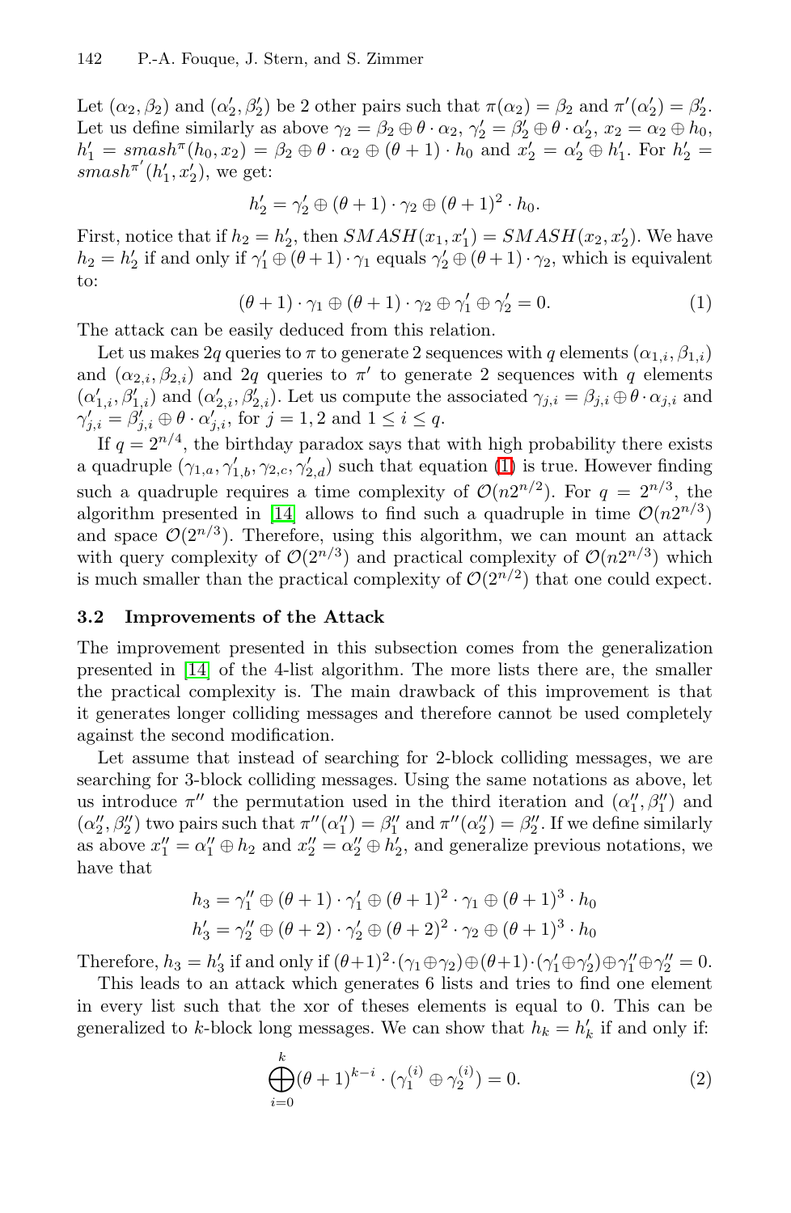Let $(\alpha_2, \beta_2)$ and $(\alpha'_2, \beta'_2)$ be 2 other pairs such that $\pi(\alpha_2) = \beta_2$ and $\pi'(\alpha'_2) = \beta'_2$. Let us define similarly as above $\gamma_2 = \beta_2 \oplus \theta \cdot \alpha_2$, $\gamma'_2 = \beta'_2 \oplus \theta \cdot \alpha'_2$, $x_2 = \alpha_2 \oplus h_0$, $h'_1 = smash^{\pi}(h_0, x_2) = \beta_2 \oplus \theta \cdot \alpha_2 \oplus (\theta + 1) \cdot h_0$ and $x'_2 = \alpha'_2 \oplus h'_1$. For $h'_2 = smash^{\pi'}(h'_1, x'_2)$, we get:

$$h'_2 = \gamma'_2 \oplus (\theta + 1) \cdot \gamma_2 \oplus (\theta + 1)^2 \cdot h_0.$$

First, notice that if $h_2 = h'_2$, then $SMASH(x_1, x'_1) = SMASH(x_2, x'_2)$. We have $h_2 = h'_2$ if and only if $\gamma'_1 \oplus (\theta+1) \cdot \gamma_1$ equals $\gamma'_2 \oplus (\theta+1) \cdot \gamma_2$, which is equivalent to:

$$(\theta + 1) \cdot \gamma_1 \oplus (\theta + 1) \cdot \gamma_2 \oplus \gamma'_1 \oplus \gamma'_2 = 0. \quad (1)$$

The attack can be easily deduced from this relation.

Let us makes $2q$ queries to $\pi$ to generate 2 sequences with $q$ elements $(\alpha_{1,i}, \beta_{1,i})$ and $(\alpha_{2,i}, \beta_{2,i})$ and $2q$ queries to $\pi'$ to generate 2 sequences with $q$ elements $(\alpha'_{1,i}, \beta'_{1,i})$ and $(\alpha'_{2,i}, \beta'_{2,i})$. Let us compute the associated $\gamma_{j,i} = \beta_{j,i} \oplus \theta \cdot \alpha_{j,i}$ and $\gamma'_{j,i} = \beta'_{j,i} \oplus \theta \cdot \alpha'_{j,i}$, for $j = 1, 2$ and $1 \le i \le q$.

If $q = 2^{n/4}$, the birthday paradox says that with high probability there exists a quadruple $(\gamma_{1,a}, \gamma'_{1,b}, \gamma_{2,c}, \gamma'_{2,d})$ such that equation (1) is true. However finding such a quadruple requires a time complexity of $\mathcal{O}(n2^{n/2})$. For $q = 2^{n/3}$, the algorithm presented in [14] allows to find such a quadruple in time $\mathcal{O}(n2^{n/3})$ and space $\mathcal{O}(2^{n/3})$. Therefore, using this algorithm, we can mount an attack with query complexity of $\mathcal{O}(2^{n/3})$ and practical complexity of $\mathcal{O}(n2^{n/3})$ which is much smaller than the practical complexity of $\mathcal{O}(2^{n/2})$ that one could expect.

### 3.2 Improvements of the Attack

The improvement presented in this subsection comes from the generalization presented in [14] of the 4-list algorithm. The more lists there are, the smaller the practical complexity is. The main drawback of this improvement is that it generates longer colliding messages and therefore cannot be used completely against the second modification.

Let assume that instead of searching for 2-block colliding messages, we are searching for 3-block colliding messages. Using the same notations as above, let us introduce $\pi''$ the permutation used in the third iteration and $(\alpha''_1, \beta''_1)$ and $(\alpha''_2, \beta''_2)$ two pairs such that $\pi''(\alpha''_1) = \beta''_1$ and $\pi''(\alpha''_2) = \beta''_2$. If we define similarly as above $x''_1 = \alpha''_1 \oplus h_2$ and $x''_2 = \alpha''_2 \oplus h'_2$, and generalize previous notations, we have that

$$h_3 = \gamma''_1 \oplus (\theta + 1) \cdot \gamma'_1 \oplus (\theta + 1)^2 \cdot \gamma_1 \oplus (\theta + 1)^3 \cdot h_0$$
$$h'_3 = \gamma''_2 \oplus (\theta + 2) \cdot \gamma'_2 \oplus (\theta + 2)^2 \cdot \gamma_2 \oplus (\theta + 1)^3 \cdot h_0$$

Therefore, $h_3 = h'_3$ if and only if $(\theta+1)^2 \cdot (\gamma_1 \oplus \gamma_2) \oplus (\theta+1) \cdot (\gamma'_1 \oplus \gamma'_2) \oplus \gamma''_1 \oplus \gamma''_2 = 0$.

This leads to an attack which generates 6 lists and tries to find one element in every list such that the xor of theses elements is equal to 0. This can be generalized to $k$-block long messages. We can show that $h_k = h'_k$ if and only if:

$$\bigoplus_{i=0}^{k} (\theta + 1)^{k-i} \cdot (\gamma_1^{(i)} \oplus \gamma_2^{(i)}) = 0. \quad (2)$$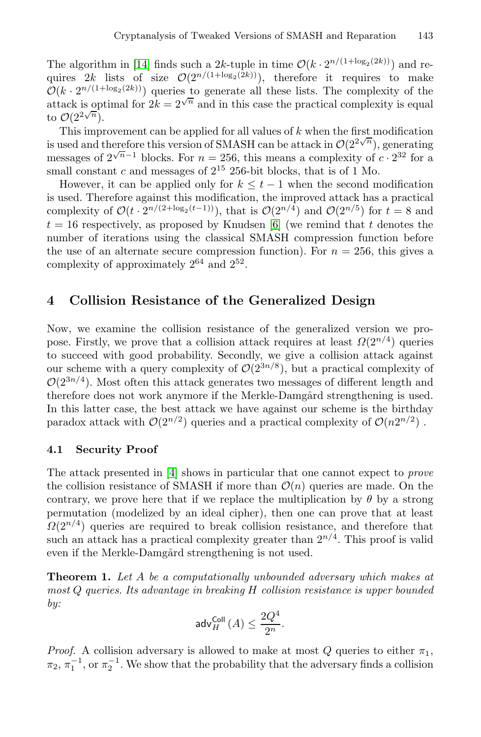The algorithm in [14] finds such a $2k$-tuple in time $\mathcal{O}(k \cdot 2^{n/(1+\log_2(2k))})$ and requires $2k$ lists of size $\mathcal{O}(2^{n/(1+\log_2(2k))})$, therefore it requires to make $\mathcal{O}(k \cdot 2^{n/(1+\log_2(2k))})$ queries to generate all these lists. The complexity of the attack is optimal for $2k = 2^{\sqrt{n}}$ and in this case the practical complexity is equal to $\mathcal{O}(2^{2\sqrt{n}})$.

This improvement can be applied for all values of $k$ when the first modification is used and therefore this version of SMASH can be attack in $\mathcal{O}(2^{2\sqrt{n}})$, generating messages of $2^{\sqrt{n}-1}$ blocks. For $n = 256$, this means a complexity of $c \cdot 2^{32}$ for a small constant $c$ and messages of $2^{15}$ 256-bit blocks, that is of 1 Mo.

However, it can be applied only for $k \leq t-1$ when the second modification is used. Therefore against this modification, the improved attack has a practical complexity of $\mathcal{O}(t \cdot 2^{n/(2+\log_2(t-1))})$, that is $\mathcal{O}(2^{n/4})$ and $\mathcal{O}(2^{n/5})$ for $t = 8$ and $t = 16$ respectively, as proposed by Knudsen [6] (we remind that $t$ denotes the number of iterations using the classical SMASH compression function before the use of an alternate secure compression function). For $n = 256$, this gives a complexity of approximately $2^{64}$ and $2^{52}$.

## 4 Collision Resistance of the Generalized Design

Now, we examine the collision resistance of the generalized version we propose. Firstly, we prove that a collision attack requires at least $\Omega(2^{n/4})$ queries to succeed with good probability. Secondly, we give a collision attack against our scheme with a query complexity of $\mathcal{O}(2^{3n/8})$, but a practical complexity of $\mathcal{O}(2^{3n/4})$. Most often this attack generates two messages of different length and therefore does not work anymore if the Merkle-Damgård strengthening is used. In this latter case, the best attack we have against our scheme is the birthday paradox attack with $\mathcal{O}(2^{n/2})$ queries and a practical complexity of $\mathcal{O}(n2^{n/2})$ .

### 4.1 Security Proof

The attack presented in [4] shows in particular that one cannot expect to *prove* the collision resistance of SMASH if more than $\mathcal{O}(n)$ queries are made. On the contrary, we prove here that if we replace the multiplication by $\theta$ by a strong permutation (modelized by an ideal cipher), then one can prove that at least $\Omega(2^{n/4})$ queries are required to break collision resistance, and therefore that such an attack has a practical complexity greater than $2^{n/4}$. This proof is valid even if the Merkle-Damgård strengthening is not used.

**Theorem 1.** *Let $A$ be a computationally unbounded adversary which makes at most $Q$ queries. Its advantage in breaking $H$ collision resistance is upper bounded by:*

$$\mathsf{adv}_H^{\mathsf{Coll}}(A) \leq \frac{2Q^4}{2^n}.$$

*Proof.* A collision adversary is allowed to make at most $Q$ queries to either $\pi_1$, $\pi_2$, $\pi_1^{-1}$, or $\pi_2^{-1}$. We show that the probability that the adversary finds a collision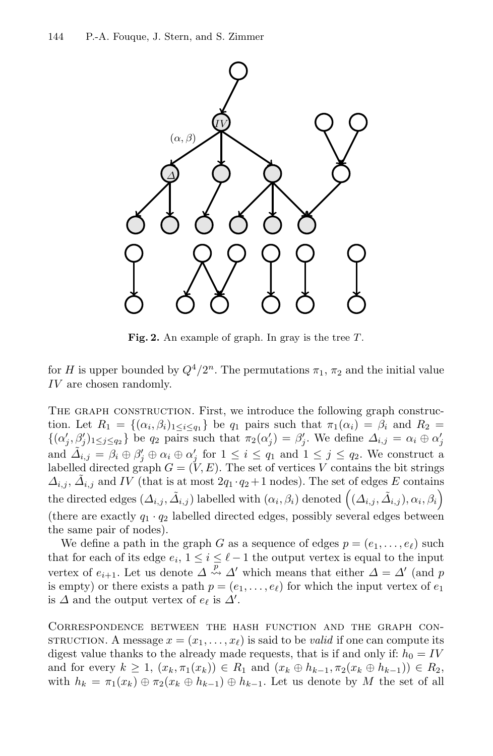**Fig. 2.** An example of graph. In gray is the tree $T$.

for $H$ is upper bounded by $Q^4/2^n$. The permutations $\pi_1$, $\pi_2$ and the initial value $IV$ are chosen randomly.

**The graph construction.** First, we introduce the following graph construction. Let $R_1 = \{(\alpha_i, \beta_i)_{1 \le i \le q_1}\}$ be $q_1$ pairs such that $\pi_1(\alpha_i) = \beta_i$ and $R_2 = \{(\alpha'_j, \beta'_j)_{1 \le j \le q_2}\}$ be $q_2$ pairs such that $\pi_2(\alpha'_j) = \beta'_j$. We define $\Delta_{i,j} = \alpha_i \oplus \alpha'_j$ and $\tilde{\Delta}_{i,j} = \beta_i \oplus \beta'_j \oplus \alpha_i \oplus \alpha'_j$ for $1 \le i \le q_1$ and $1 \le j \le q_2$. We construct a labelled directed graph $G = (V, E)$. The set of vertices $V$ contains the bit strings $\Delta_{i,j}$, $\tilde{\Delta}_{i,j}$ and $IV$ (that is at most $2q_1 \cdot q_2 + 1$ nodes). The set of edges $E$ contains the directed edges $(\Delta_{i,j}, \tilde{\Delta}_{i,j})$ labelled with $(\alpha_i, \beta_i)$ denoted $\left((\Delta_{i,j}, \tilde{\Delta}_{i,j}), \alpha_i, \beta_i\right)$ (there are exactly $q_1 \cdot q_2$ labelled directed edges, possibly several edges between the same pair of nodes).

We define a path in the graph $G$ as a sequence of edges $p = (e_1, \ldots, e_\ell)$ such that for each of its edge $e_i$, $1 \le i \le \ell - 1$ the output vertex is equal to the input vertex of $e_{i+1}$. Let us denote $\Delta \overset{p}{\rightsquigarrow} \Delta'$ which means that either $\Delta = \Delta'$ (and $p$ is empty) or there exists a path $p = (e_1, \ldots, e_\ell)$ for which the input vertex of $e_1$ is $\Delta$ and the output vertex of $e_\ell$ is $\Delta'$.

**Correspondence between the hash function and the graph construction.** A message $x = (x_1, \ldots, x_\ell)$ is said to be *valid* if one can compute its digest value thanks to the already made requests, that is if and only if: $h_0 = IV$ and for every $k \ge 1$, $(x_k, \pi_1(x_k)) \in R_1$ and $(x_k \oplus h_{k-1}, \pi_2(x_k \oplus h_{k-1})) \in R_2$, with $h_k = \pi_1(x_k) \oplus \pi_2(x_k \oplus h_{k-1}) \oplus h_{k-1}$. Let us denote by $M$ the set of all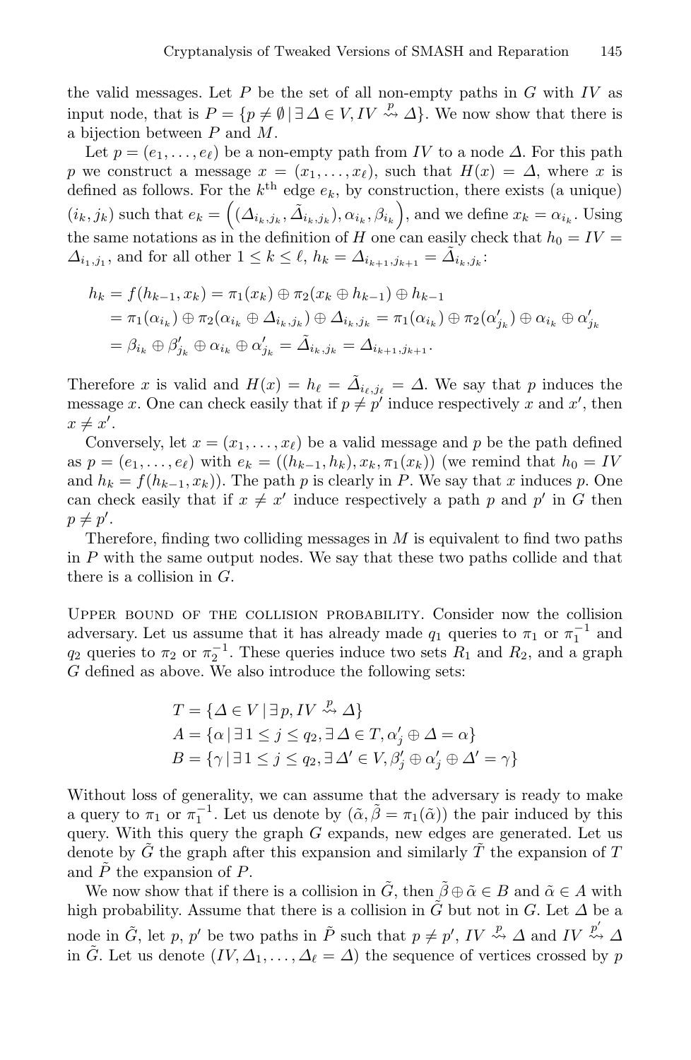the valid messages. Let $P$ be the set of all non-empty paths in $G$ with $IV$ as input node, that is $P = \{p \neq \emptyset \,|\, \exists\, \Delta \in V, IV \overset{p}{\rightsquigarrow} \Delta\}$. We now show that there is a bijection between $P$ and $M$.

Let $p = (e_1, \ldots, e_\ell)$ be a non-empty path from $IV$ to a node $\Delta$. For this path $p$ we construct a message $x = (x_1, \ldots, x_\ell)$, such that $H(x) = \Delta$, where $x$ is defined as follows. For the $k^{\text{th}}$ edge $e_k$, by construction, there exists (a unique) $(i_k, j_k)$ such that $e_k = \left((\Delta_{i_k,j_k}, \tilde{\Delta}_{i_k,j_k}), \alpha_{i_k}, \beta_{i_k}\right)$, and we define $x_k = \alpha_{i_k}$. Using the same notations as in the definition of $H$ one can easily check that $h_0 = IV = \Delta_{i_1,j_1}$, and for all other $1 \leq k \leq \ell$, $h_k = \Delta_{i_{k+1},j_{k+1}} = \tilde{\Delta}_{i_k,j_k}$:

$$
\begin{aligned}
h_k &= f(h_{k-1}, x_k) = \pi_1(x_k) \oplus \pi_2(x_k \oplus h_{k-1}) \oplus h_{k-1} \\
&= \pi_1(\alpha_{i_k}) \oplus \pi_2(\alpha_{i_k} \oplus \Delta_{i_k,j_k}) \oplus \Delta_{i_k,j_k} = \pi_1(\alpha_{i_k}) \oplus \pi_2(\alpha'_{j_k}) \oplus \alpha_{i_k} \oplus \alpha'_{j_k} \\
&= \beta_{i_k} \oplus \beta'_{j_k} \oplus \alpha_{i_k} \oplus \alpha'_{j_k} = \tilde{\Delta}_{i_k,j_k} = \Delta_{i_{k+1},j_{k+1}}.
\end{aligned}
$$

Therefore $x$ is valid and $H(x) = h_\ell = \tilde{\Delta}_{i_\ell,j_\ell} = \Delta$. We say that $p$ induces the message $x$. One can check easily that if $p \neq p'$ induce respectively $x$ and $x'$, then $x \neq x'$.

Conversely, let $x = (x_1, \ldots, x_\ell)$ be a valid message and $p$ be the path defined as $p = (e_1, \ldots, e_\ell)$ with $e_k = ((h_{k-1}, h_k), x_k, \pi_1(x_k))$ (we remind that $h_0 = IV$ and $h_k = f(h_{k-1}, x_k)$). The path $p$ is clearly in $P$. We say that $x$ induces $p$. One can check easily that if $x \neq x'$ induce respectively a path $p$ and $p'$ in $G$ then $p \neq p'$.

Therefore, finding two colliding messages in $M$ is equivalent to find two paths in $P$ with the same output nodes. We say that these two paths collide and that there is a collision in $G$.

Upper bound of the collision probability. Consider now the collision adversary. Let us assume that it has already made $q_1$ queries to $\pi_1$ or $\pi_1^{-1}$ and $q_2$ queries to $\pi_2$ or $\pi_2^{-1}$. These queries induce two sets $R_1$ and $R_2$, and a graph $G$ defined as above. We also introduce the following sets:

$$
\begin{aligned}
T &= \{\Delta \in V \,|\, \exists p, IV \overset{p}{\rightsquigarrow} \Delta\} \\
A &= \{\alpha \,|\, \exists\, 1 \leq j \leq q_2, \exists\, \Delta \in T, \alpha'_j \oplus \Delta = \alpha\} \\
B &= \{\gamma \,|\, \exists\, 1 \leq j \leq q_2, \exists\, \Delta' \in V, \beta'_j \oplus \alpha'_j \oplus \Delta' = \gamma\}
\end{aligned}
$$

Without loss of generality, we can assume that the adversary is ready to make a query to $\pi_1$ or $\pi_1^{-1}$. Let us denote by $(\tilde{\alpha}, \tilde{\beta} = \pi_1(\tilde{\alpha}))$ the pair induced by this query. With this query the graph $G$ expands, new edges are generated. Let us denote by $\tilde{G}$ the graph after this expansion and similarly $\tilde{T}$ the expansion of $T$ and $\tilde{P}$ the expansion of $P$.

We now show that if there is a collision in $\tilde{G}$, then $\tilde{\beta} \oplus \tilde{\alpha} \in B$ and $\tilde{\alpha} \in A$ with high probability. Assume that there is a collision in $\tilde{G}$ but not in $G$. Let $\Delta$ be a node in $\tilde{G}$, let $p$, $p'$ be two paths in $\tilde{P}$ such that $p \neq p'$, $IV \overset{p}{\rightsquigarrow} \Delta$ and $IV \overset{p'}{\rightsquigarrow} \Delta$ in $\tilde{G}$. Let us denote $(IV, \Delta_1, \ldots, \Delta_\ell = \Delta)$ the sequence of vertices crossed by $p$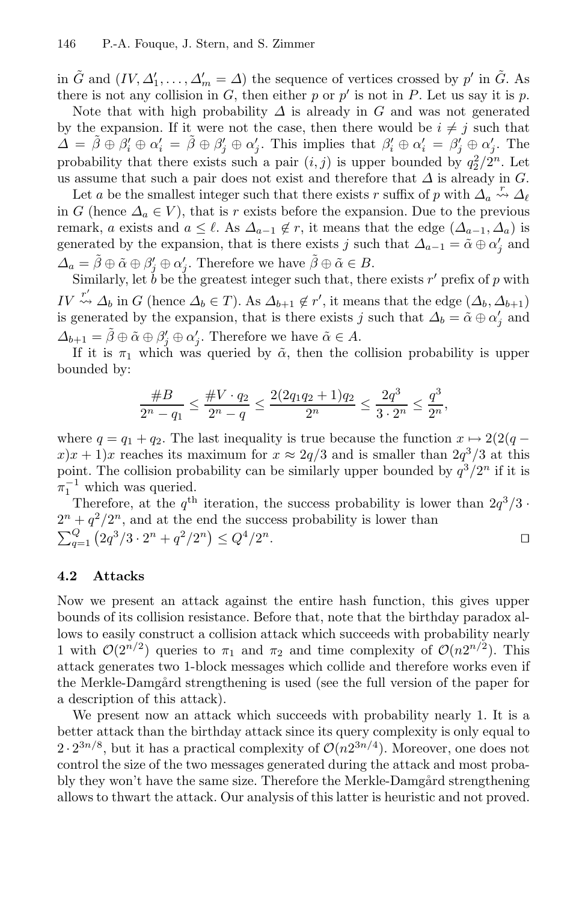in $\tilde{G}$ and $(IV, \Delta'_1, \ldots, \Delta'_m = \Delta)$ the sequence of vertices crossed by $p'$ in $\tilde{G}$. As there is not any collision in $G$, then either $p$ or $p'$ is not in $P$. Let us say it is $p$.

Note that with high probability $\Delta$ is already in $G$ and was not generated by the expansion. If it were not the case, then there would be $i \neq j$ such that $\Delta = \tilde{\beta} \oplus \beta'_i \oplus \alpha'_i = \tilde{\beta} \oplus \beta'_j \oplus \alpha'_j$. This implies that $\beta'_i \oplus \alpha'_i = \beta'_j \oplus \alpha'_j$. The probability that there exists such a pair $(i, j)$ is upper bounded by $q_2^2/2^n$. Let us assume that such a pair does not exist and therefore that $\Delta$ is already in $G$.

Let $a$ be the smallest integer such that there exists $r$ suffix of $p$ with $\Delta_a \overset{r}{\rightsquigarrow} \Delta_\ell$ in $G$ (hence $\Delta_a \in V$), that is $r$ exists before the expansion. Due to the previous remark, $a$ exists and $a \leq \ell$. As $\Delta_{a-1} \notin r$, it means that the edge $(\Delta_{a-1}, \Delta_a)$ is generated by the expansion, that is there exists $j$ such that $\Delta_{a-1} = \tilde{\alpha} \oplus \alpha'_j$ and $\Delta_a = \tilde{\beta} \oplus \tilde{\alpha} \oplus \beta'_j \oplus \alpha'_j$. Therefore we have $\tilde{\beta} \oplus \tilde{\alpha} \in B$.

Similarly, let $b$ be the greatest integer such that, there exists $r'$ prefix of $p$ with $IV \overset{r'}{\rightsquigarrow} \Delta_b$ in $G$ (hence $\Delta_b \in T$). As $\Delta_{b+1} \notin r'$, it means that the edge $(\Delta_b, \Delta_{b+1})$ is generated by the expansion, that is there exists $j$ such that $\Delta_b = \tilde{\alpha} \oplus \alpha'_j$ and $\Delta_{b+1} = \tilde{\beta} \oplus \tilde{\alpha} \oplus \beta'_j \oplus \alpha'_j$. Therefore we have $\tilde{\alpha} \in A$.

If it is $\pi_1$ which was queried by $\tilde{\alpha}$, then the collision probability is upper bounded by:

$$\frac{\#B}{2^n - q_1} \leq \frac{\#V \cdot q_2}{2^n - q} \leq \frac{2(2q_1q_2 + 1)q_2}{2^n} \leq \frac{2q^3}{3 \cdot 2^n} \leq \frac{q^3}{2^n},$$

where $q = q_1 + q_2$. The last inequality is true because the function $x \mapsto 2(2(q - x)x + 1)x$ reaches its maximum for $x \approx 2q/3$ and is smaller than $2q^3/3$ at this point. The collision probability can be similarly upper bounded by $q^3/2^n$ if it is $\pi_1^{-1}$ which was queried.

Therefore, at the $q^{\text{th}}$ iteration, the success probability is lower than $2q^3/3 \cdot 2^n + q^2/2^n$, and at the end the success probability is lower than $\sum_{q=1}^{Q} \left(2q^3/3 \cdot 2^n + q^2/2^n\right) \leq Q^4/2^n$. □

### 4.2 Attacks

Now we present an attack against the entire hash function, this gives upper bounds of its collision resistance. Before that, note that the birthday paradox allows to easily construct a collision attack which succeeds with probability nearly 1 with $\mathcal{O}(2^{n/2})$ queries to $\pi_1$ and $\pi_2$ and time complexity of $\mathcal{O}(n2^{n/2})$. This attack generates two 1-block messages which collide and therefore works even if the Merkle-Damgård strengthening is used (see the full version of the paper for a description of this attack).

We present now an attack which succeeds with probability nearly 1. It is a better attack than the birthday attack since its query complexity is only equal to $2 \cdot 2^{3n/8}$, but it has a practical complexity of $\mathcal{O}(n2^{3n/4})$. Moreover, one does not control the size of the two messages generated during the attack and most probably they won't have the same size. Therefore the Merkle-Damgård strengthening allows to thwart the attack. Our analysis of this latter is heuristic and not proved.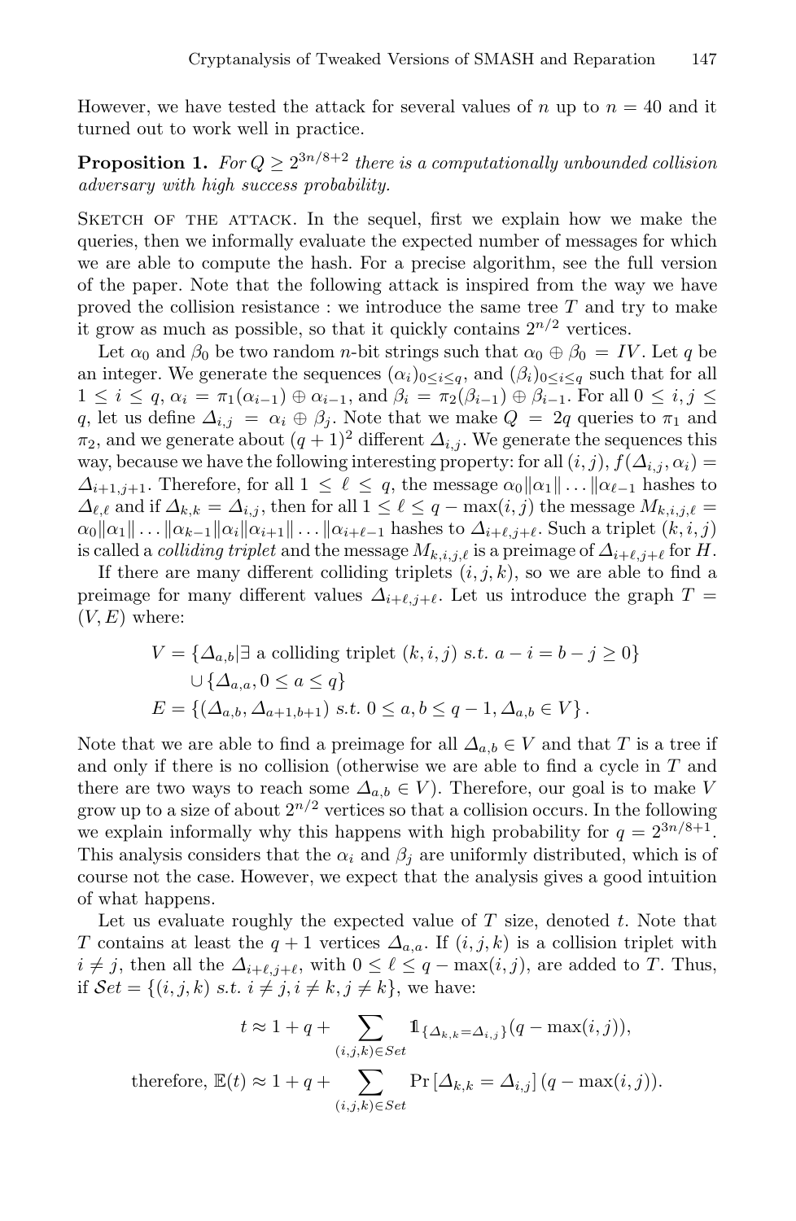However, we have tested the attack for several values of $n$ up to $n = 40$ and it turned out to work well in practice.

**Proposition 1.** *For $Q \geq 2^{3n/8+2}$ there is a computationally unbounded collision adversary with high success probability.*

Sketch of the attack. In the sequel, first we explain how we make the queries, then we informally evaluate the expected number of messages for which we are able to compute the hash. For a precise algorithm, see the full version of the paper. Note that the following attack is inspired from the way we have proved the collision resistance : we introduce the same tree $T$ and try to make it grow as much as possible, so that it quickly contains $2^{n/2}$ vertices.

Let $\alpha_0$ and $\beta_0$ be two random $n$-bit strings such that $\alpha_0 \oplus \beta_0 = IV$. Let $q$ be an integer. We generate the sequences $(\alpha_i)_{0 \leq i \leq q}$, and $(\beta_i)_{0 \leq i \leq q}$ such that for all $1 \leq i \leq q$, $\alpha_i = \pi_1(\alpha_{i-1}) \oplus \alpha_{i-1}$, and $\beta_i = \pi_2(\beta_{i-1}) \oplus \beta_{i-1}$. For all $0 \leq i, j \leq q$, let us define $\Delta_{i,j} = \alpha_i \oplus \beta_j$. Note that we make $Q = 2q$ queries to $\pi_1$ and $\pi_2$, and we generate about $(q+1)^2$ different $\Delta_{i,j}$. We generate the sequences this way, because we have the following interesting property: for all $(i, j)$, $f(\Delta_{i,j}, \alpha_i) = \Delta_{i+1,j+1}$. Therefore, for all $1 \leq \ell \leq q$, the message $\alpha_0 \| \alpha_1 \| \ldots \| \alpha_{\ell-1}$ hashes to $\Delta_{\ell,\ell}$ and if $\Delta_{k,k} = \Delta_{i,j}$, then for all $1 \leq \ell \leq q - \max(i, j)$ the message $M_{k,i,j,\ell} = \alpha_0 \| \alpha_1 \| \ldots \| \alpha_{k-1} \| \alpha_i \| \alpha_{i+1} \| \ldots \| \alpha_{i+\ell-1}$ hashes to $\Delta_{i+\ell,j+\ell}$. Such a triplet $(k, i, j)$ is called a *colliding triplet* and the message $M_{k,i,j,\ell}$ is a preimage of $\Delta_{i+\ell,j+\ell}$ for $H$.

If there are many different colliding triplets $(i, j, k)$, so we are able to find a preimage for many different values $\Delta_{i+\ell,j+\ell}$. Let us introduce the graph $T = (V, E)$ where:

$$
\begin{aligned}
V &= \{\Delta_{a,b} | \exists \text{ a colliding triplet } (k, i, j) \text{ s.t. } a - i = b - j \geq 0\} \\
&\quad \cup \{\Delta_{a,a}, 0 \leq a \leq q\} \\
E &= \{(\Delta_{a,b}, \Delta_{a+1,b+1}) \text{ s.t. } 0 \leq a, b \leq q-1, \Delta_{a,b} \in V\}.
\end{aligned}
$$

Note that we are able to find a preimage for all $\Delta_{a,b} \in V$ and that $T$ is a tree if and only if there is no collision (otherwise we are able to find a cycle in $T$ and there are two ways to reach some $\Delta_{a,b} \in V$). Therefore, our goal is to make $V$ grow up to a size of about $2^{n/2}$ vertices so that a collision occurs. In the following we explain informally why this happens with high probability for $q = 2^{3n/8+1}$. This analysis considers that the $\alpha_i$ and $\beta_j$ are uniformly distributed, which is of course not the case. However, we expect that the analysis gives a good intuition of what happens.

Let us evaluate roughly the expected value of $T$ size, denoted $t$. Note that $T$ contains at least the $q+1$ vertices $\Delta_{a,a}$. If $(i, j, k)$ is a collision triplet with $i \neq j$, then all the $\Delta_{i+\ell,j+\ell}$, with $0 \leq \ell \leq q - \max(i, j)$, are added to $T$. Thus, if $\mathcal{S}et = \{(i, j, k) \text{ s.t. } i \neq j, i \neq k, j \neq k\}$, we have:

$$
t \approx 1 + q + \sum_{(i,j,k) \in Set} \mathbb{1}_{\{\Delta_{k,k} = \Delta_{i,j}\}} (q - \max(i, j)),
$$

$$
\text{therefore, } \mathbb{E}(t) \approx 1 + q + \sum_{(i,j,k) \in Set} \Pr[\Delta_{k,k} = \Delta_{i,j}] (q - \max(i, j)).
$$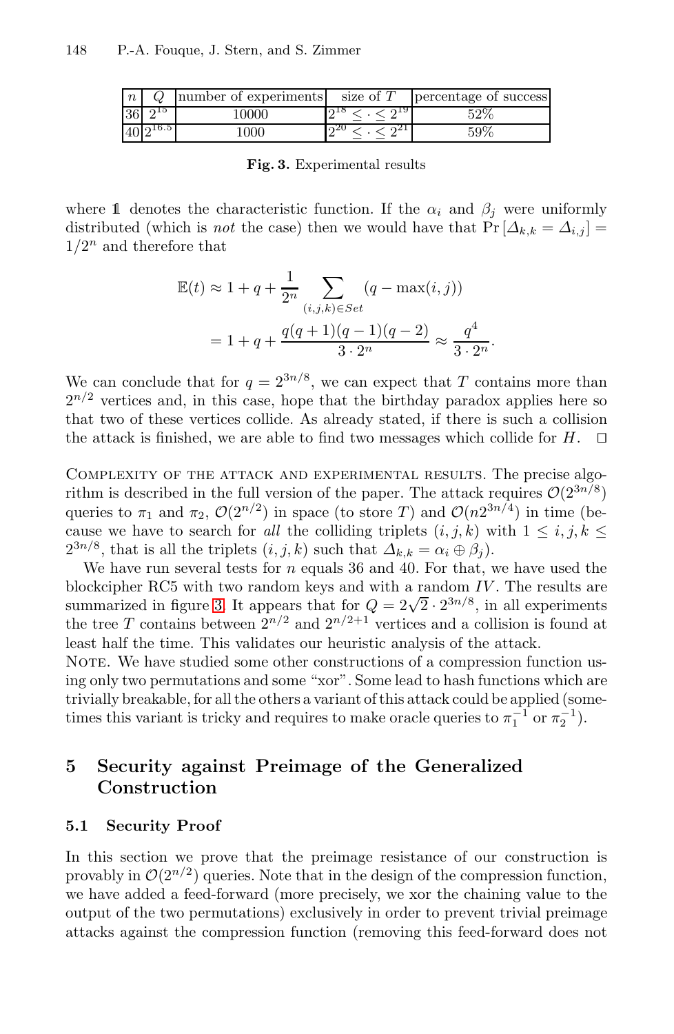| $n$ | $Q$ | number of experiments | size of $T$ | percentage of success |
|---|---|---|---|---|
| 36 | $2^{15}$ | 10000 | $2^{18} \leq \cdot \leq 2^{19}$ | 52% |
| 40 | $2^{16.5}$ | 1000 | $2^{20} \leq \cdot \leq 2^{21}$ | 59% |

**Fig. 3.** Experimental results

where $\mathbb{1}$ denotes the characteristic function. If the $\alpha_i$ and $\beta_j$ were uniformly distributed (which is *not* the case) then we would have that $\Pr[\Delta_{k,k} = \Delta_{i,j}] = 1/2^n$ and therefore that

$$\mathbb{E}(t) \approx 1 + q + \frac{1}{2^n} \sum_{(i,j,k) \in Set} (q - \max(i,j))$$
$$= 1 + q + \frac{q(q+1)(q-1)(q-2)}{3 \cdot 2^n} \approx \frac{q^4}{3 \cdot 2^n}.$$

We can conclude that for $q = 2^{3n/8}$, we can expect that $T$ contains more than $2^{n/2}$ vertices and, in this case, hope that the birthday paradox applies here so that two of these vertices collide. As already stated, if there is such a collision the attack is finished, we are able to find two messages which collide for $H$. □

Complexity of the attack and experimental results. The precise algorithm is described in the full version of the paper. The attack requires $\mathcal{O}(2^{3n/8})$ queries to $\pi_1$ and $\pi_2$, $\mathcal{O}(2^{n/2})$ in space (to store $T$) and $\mathcal{O}(n2^{3n/4})$ in time (because we have to search for *all* the colliding triplets $(i,j,k)$ with $1 \leq i,j,k \leq 2^{3n/8}$, that is all the triplets $(i,j,k)$ such that $\Delta_{k,k} = \alpha_i \oplus \beta_j$).

We have run several tests for $n$ equals 36 and 40. For that, we have used the blockcipher RC5 with two random keys and with a random $IV$. The results are summarized in figure 3. It appears that for $Q = 2\sqrt{2} \cdot 2^{3n/8}$, in all experiments the tree $T$ contains between $2^{n/2}$ and $2^{n/2+1}$ vertices and a collision is found at least half the time. This validates our heuristic analysis of the attack.

Note. We have studied some other constructions of a compression function using only two permutations and some "xor". Some lead to hash functions which are trivially breakable, for all the others a variant of this attack could be applied (sometimes this variant is tricky and requires to make oracle queries to $\pi_1^{-1}$ or $\pi_2^{-1}$).

## 5 Security against Preimage of the Generalized Construction

### 5.1 Security Proof

In this section we prove that the preimage resistance of our construction is provably in $\mathcal{O}(2^{n/2})$ queries. Note that in the design of the compression function, we have added a feed-forward (more precisely, we xor the chaining value to the output of the two permutations) exclusively in order to prevent trivial preimage attacks against the compression function (removing this feed-forward does not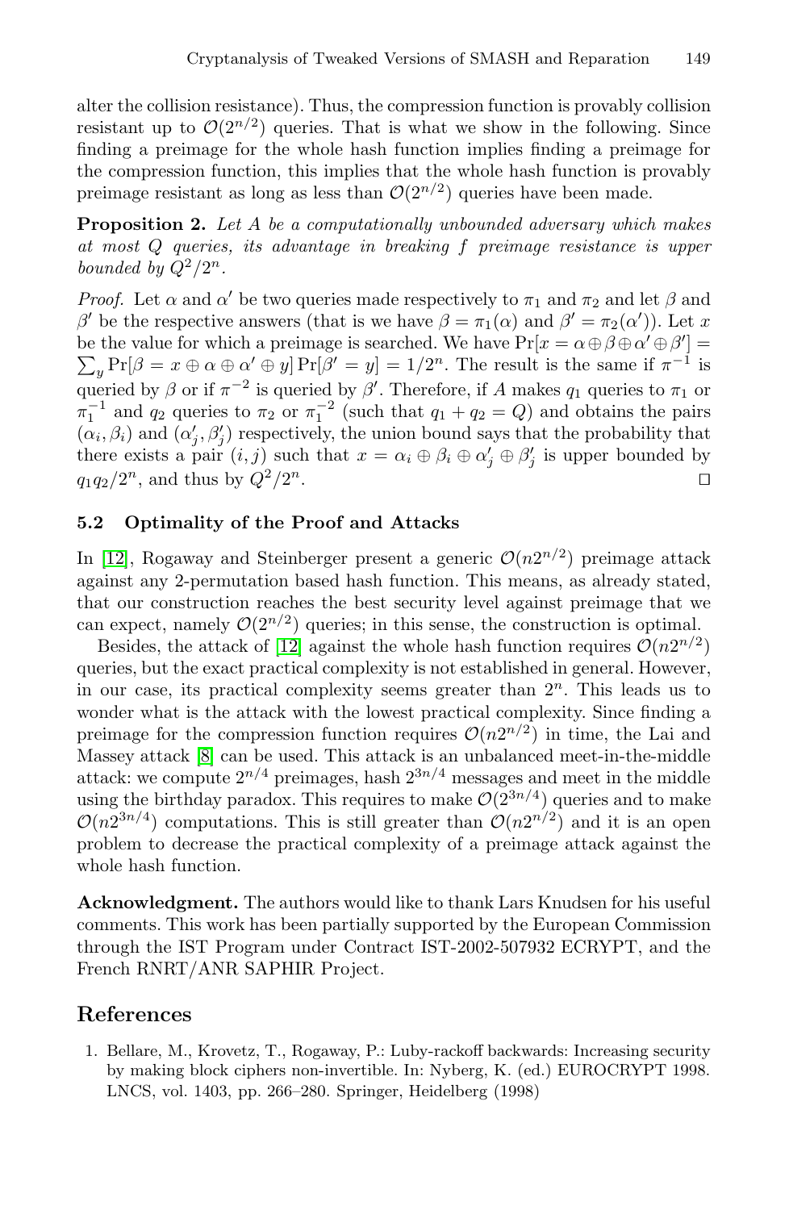alter the collision resistance). Thus, the compression function is provably collision resistant up to $\mathcal{O}(2^{n/2})$ queries. That is what we show in the following. Since finding a preimage for the whole hash function implies finding a preimage for the compression function, this implies that the whole hash function is provably preimage resistant as long as less than $\mathcal{O}(2^{n/2})$ queries have been made.

**Proposition 2.** *Let A be a computationally unbounded adversary which makes at most Q queries, its advantage in breaking f preimage resistance is upper bounded by $Q^2/2^n$.*

*Proof.* Let $\alpha$ and $\alpha'$ be two queries made respectively to $\pi_1$ and $\pi_2$ and let $\beta$ and $\beta'$ be the respective answers (that is we have $\beta = \pi_1(\alpha)$ and $\beta' = \pi_2(\alpha')$). Let $x$ be the value for which a preimage is searched. We have $\Pr[x = \alpha \oplus \beta \oplus \alpha' \oplus \beta'] = \sum_y \Pr[\beta = x \oplus \alpha \oplus \alpha' \oplus y] \Pr[\beta' = y] = 1/2^n$. The result is the same if $\pi^{-1}$ is queried by $\beta$ or if $\pi^{-2}$ is queried by $\beta'$. Therefore, if $A$ makes $q_1$ queries to $\pi_1$ or $\pi_1^{-1}$ and $q_2$ queries to $\pi_2$ or $\pi_1^{-2}$ (such that $q_1 + q_2 = Q$) and obtains the pairs $(\alpha_i, \beta_i)$ and $(\alpha'_j, \beta'_j)$ respectively, the union bound says that the probability that there exists a pair $(i, j)$ such that $x = \alpha_i \oplus \beta_i \oplus \alpha'_j \oplus \beta'_j$ is upper bounded by $q_1 q_2/2^n$, and thus by $Q^2/2^n$. □

### 5.2 Optimality of the Proof and Attacks

In [12], Rogaway and Steinberger present a generic $\mathcal{O}(n2^{n/2})$ preimage attack against any 2-permutation based hash function. This means, as already stated, that our construction reaches the best security level against preimage that we can expect, namely $\mathcal{O}(2^{n/2})$ queries; in this sense, the construction is optimal.

Besides, the attack of [12] against the whole hash function requires $\mathcal{O}(n2^{n/2})$ queries, but the exact practical complexity is not established in general. However, in our case, its practical complexity seems greater than $2^n$. This leads us to wonder what is the attack with the lowest practical complexity. Since finding a preimage for the compression function requires $\mathcal{O}(n2^{n/2})$ in time, the Lai and Massey attack [8] can be used. This attack is an unbalanced meet-in-the-middle attack: we compute $2^{n/4}$ preimages, hash $2^{3n/4}$ messages and meet in the middle using the birthday paradox. This requires to make $\mathcal{O}(2^{3n/4})$ queries and to make $\mathcal{O}(n2^{3n/4})$ computations. This is still greater than $\mathcal{O}(n2^{n/2})$ and it is an open problem to decrease the practical complexity of a preimage attack against the whole hash function.

**Acknowledgment.** The authors would like to thank Lars Knudsen for his useful comments. This work has been partially supported by the European Commission through the IST Program under Contract IST-2002-507932 ECRYPT, and the French RNRT/ANR SAPHIR Project.

## References

1. Bellare, M., Krovetz, T., Rogaway, P.: Luby-rackoff backwards: Increasing security by making block ciphers non-invertible. In: Nyberg, K. (ed.) EUROCRYPT 1998. LNCS, vol. 1403, pp. 266–280. Springer, Heidelberg (1998)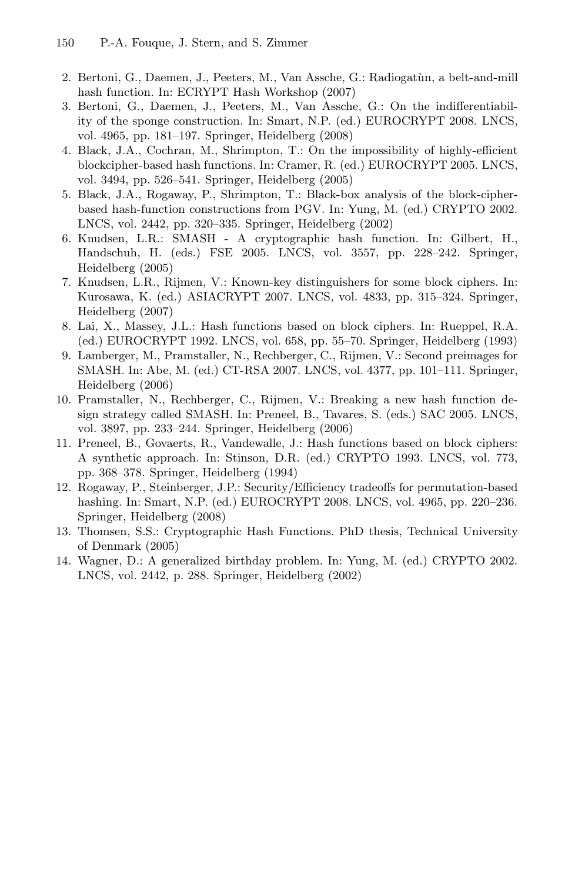2. Bertoni, G., Daemen, J., Peeters, M., Van Assche, G.: Radiogatùn, a belt-and-mill hash function. In: ECRYPT Hash Workshop (2007)
3. Bertoni, G., Daemen, J., Peeters, M., Van Assche, G.: On the indifferentiability of the sponge construction. In: Smart, N.P. (ed.) EUROCRYPT 2008. LNCS, vol. 4965, pp. 181–197. Springer, Heidelberg (2008)
4. Black, J.A., Cochran, M., Shrimpton, T.: On the impossibility of highly-efficient blockcipher-based hash functions. In: Cramer, R. (ed.) EUROCRYPT 2005. LNCS, vol. 3494, pp. 526–541. Springer, Heidelberg (2005)
5. Black, J.A., Rogaway, P., Shrimpton, T.: Black-box analysis of the block-cipher-based hash-function constructions from PGV. In: Yung, M. (ed.) CRYPTO 2002. LNCS, vol. 2442, pp. 320–335. Springer, Heidelberg (2002)
6. Knudsen, L.R.: SMASH - A cryptographic hash function. In: Gilbert, H., Handschuh, H. (eds.) FSE 2005. LNCS, vol. 3557, pp. 228–242. Springer, Heidelberg (2005)
7. Knudsen, L.R., Rijmen, V.: Known-key distinguishers for some block ciphers. In: Kurosawa, K. (ed.) ASIACRYPT 2007. LNCS, vol. 4833, pp. 315–324. Springer, Heidelberg (2007)
8. Lai, X., Massey, J.L.: Hash functions based on block ciphers. In: Rueppel, R.A. (ed.) EUROCRYPT 1992. LNCS, vol. 658, pp. 55–70. Springer, Heidelberg (1993)
9. Lamberger, M., Pramstaller, N., Rechberger, C., Rijmen, V.: Second preimages for SMASH. In: Abe, M. (ed.) CT-RSA 2007. LNCS, vol. 4377, pp. 101–111. Springer, Heidelberg (2006)
10. Pramstaller, N., Rechberger, C., Rijmen, V.: Breaking a new hash function design strategy called SMASH. In: Preneel, B., Tavares, S. (eds.) SAC 2005. LNCS, vol. 3897, pp. 233–244. Springer, Heidelberg (2006)
11. Preneel, B., Govaerts, R., Vandewalle, J.: Hash functions based on block ciphers: A synthetic approach. In: Stinson, D.R. (ed.) CRYPTO 1993. LNCS, vol. 773, pp. 368–378. Springer, Heidelberg (1994)
12. Rogaway, P., Steinberger, J.P.: Security/Efficiency tradeoffs for permutation-based hashing. In: Smart, N.P. (ed.) EUROCRYPT 2008. LNCS, vol. 4965, pp. 220–236. Springer, Heidelberg (2008)
13. Thomsen, S.S.: Cryptographic Hash Functions. PhD thesis, Technical University of Denmark (2005)
14. Wagner, D.: A generalized birthday problem. In: Yung, M. (ed.) CRYPTO 2002. LNCS, vol. 2442, p. 288. Springer, Heidelberg (2002)